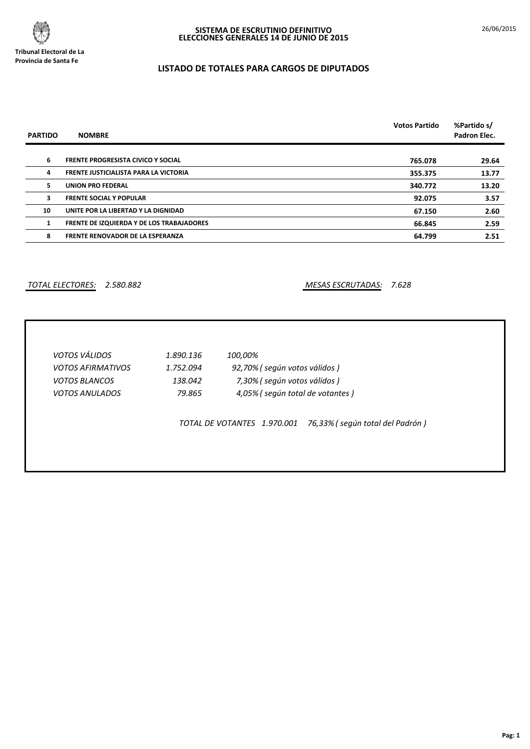Tribunal Electoral de La Provincia de Santa Fe

**SISTEMA DE ESCRUTINIO DEFINITIVO**
**ELECCIONES GENERALES 14 DE JUNIO DE 2015**

26/06/2015

## LISTADO DE TOTALES PARA CARGOS DE DIPUTADOS

| PARTIDO | NOMBRE | Votos Partido | %Partido s/ Padron Elec. |
|---|---|---|---|
| 6 | FRENTE PROGRESISTA CIVICO Y SOCIAL | 765.078 | 29.64 |
| 4 | FRENTE JUSTICIALISTA PARA LA VICTORIA | 355.375 | 13.77 |
| 5 | UNION PRO FEDERAL | 340.772 | 13.20 |
| 3 | FRENTE SOCIAL Y POPULAR | 92.075 | 3.57 |
| 10 | UNITE POR LA LIBERTAD Y LA DIGNIDAD | 67.150 | 2.60 |
| 1 | FRENTE DE IZQUIERDA Y DE LOS TRABAJADORES | 66.845 | 2.59 |
| 8 | FRENTE RENOVADOR DE LA ESPERANZA | 64.799 | 2.51 |

*TOTAL ELECTORES:* *2.580.882*

*MESAS ESCRUTADAS:* *7.628*

| | | |
|---|---|---|
| *VOTOS VÁLIDOS* | *1.890.136* | *100,00%* |
| *VOTOS AFIRMATIVOS* | *1.752.094* | *92,70% ( según votos válidos )* |
| *VOTOS BLANCOS* | *138.042* | *7,30% ( según votos válidos )* |
| *VOTOS ANULADOS* | *79.865* | *4,05% ( según total de votantes )* |

*TOTAL DE VOTANTES 1.970.001 76,33% ( según total del Padrón )*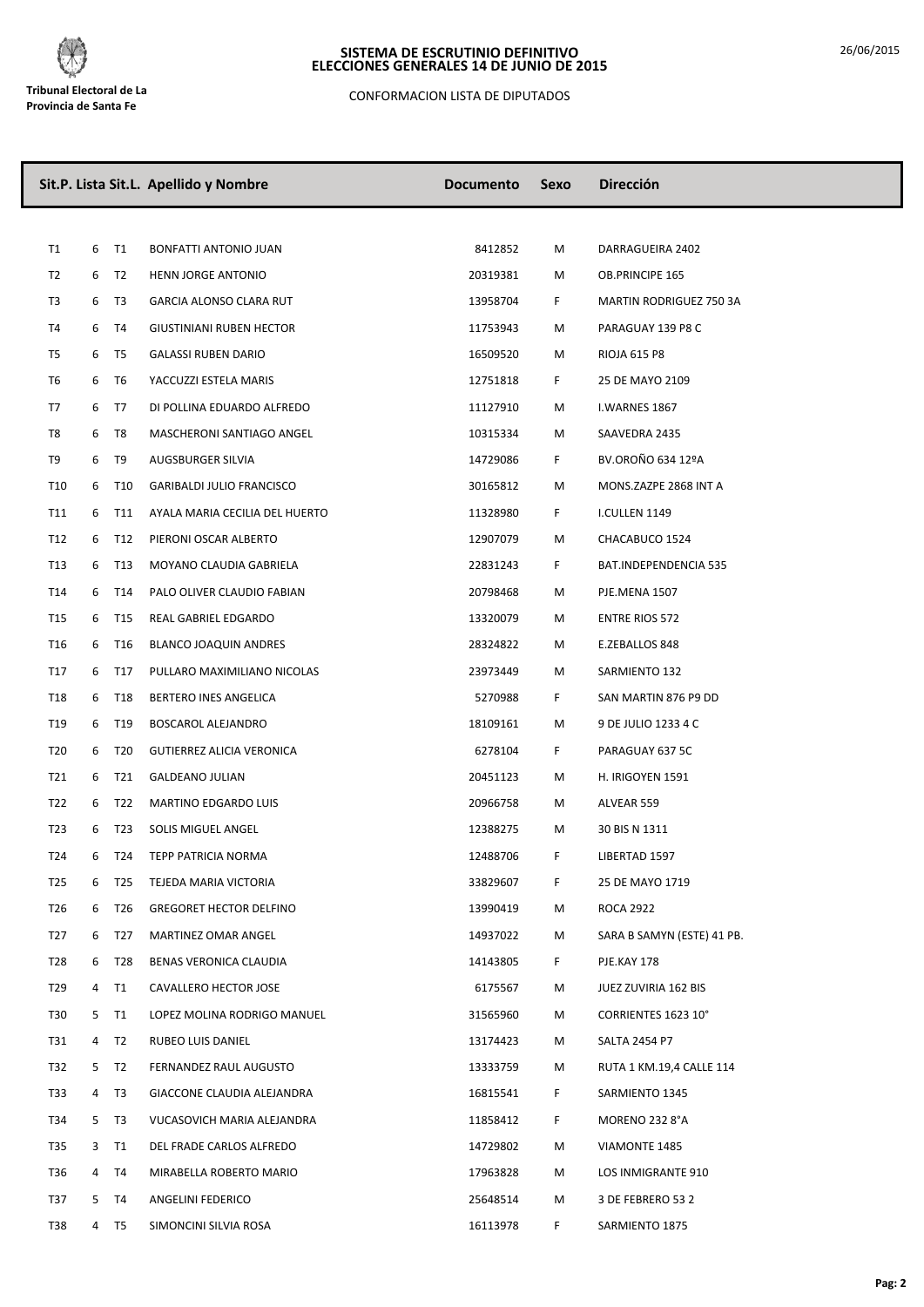**Tribunal Electoral de La Provincia de Santa Fe**

# SISTEMA DE ESCRUTINIO DEFINITIVO
# ELECCIONES GENERALES 14 DE JUNIO DE 2015

CONFORMACION LISTA DE DIPUTADOS

26/06/2015

| Sit.P. | Lista | Sit.L. | Apellido y Nombre | Documento | Sexo | Dirección |
|---|---|---|---|---|---|---|
| T1 | 6 | T1 | BONFATTI ANTONIO JUAN | 8412852 | M | DARRAGUEIRA 2402 |
| T2 | 6 | T2 | HENN JORGE ANTONIO | 20319381 | M | OB.PRINCIPE 165 |
| T3 | 6 | T3 | GARCIA ALONSO CLARA RUT | 13958704 | F | MARTIN RODRIGUEZ 750 3A |
| T4 | 6 | T4 | GIUSTINIANI RUBEN HECTOR | 11753943 | M | PARAGUAY 139 P8 C |
| T5 | 6 | T5 | GALASSI RUBEN DARIO | 16509520 | M | RIOJA 615 P8 |
| T6 | 6 | T6 | YACCUZZI ESTELA MARIS | 12751818 | F | 25 DE MAYO 2109 |
| T7 | 6 | T7 | DI POLLINA EDUARDO ALFREDO | 11127910 | M | I.WARNES 1867 |
| T8 | 6 | T8 | MASCHERONI SANTIAGO ANGEL | 10315334 | M | SAAVEDRA 2435 |
| T9 | 6 | T9 | AUGSBURGER SILVIA | 14729086 | F | BV.OROÑO 634 12ºA |
| T10 | 6 | T10 | GARIBALDI JULIO FRANCISCO | 30165812 | M | MONS.ZAZPE 2868 INT A |
| T11 | 6 | T11 | AYALA MARIA CECILIA DEL HUERTO | 11328980 | F | I.CULLEN 1149 |
| T12 | 6 | T12 | PIERONI OSCAR ALBERTO | 12907079 | M | CHACABUCO 1524 |
| T13 | 6 | T13 | MOYANO CLAUDIA GABRIELA | 22831243 | F | BAT.INDEPENDENCIA 535 |
| T14 | 6 | T14 | PALO OLIVER CLAUDIO FABIAN | 20798468 | M | PJE.MENA 1507 |
| T15 | 6 | T15 | REAL GABRIEL EDGARDO | 13320079 | M | ENTRE RIOS 572 |
| T16 | 6 | T16 | BLANCO JOAQUIN ANDRES | 28324822 | M | E.ZEBALLOS 848 |
| T17 | 6 | T17 | PULLARO MAXIMILIANO NICOLAS | 23973449 | M | SARMIENTO 132 |
| T18 | 6 | T18 | BERTERO INES ANGELICA | 5270988 | F | SAN MARTIN 876 P9 DD |
| T19 | 6 | T19 | BOSCAROL ALEJANDRO | 18109161 | M | 9 DE JULIO 1233 4 C |
| T20 | 6 | T20 | GUTIERREZ ALICIA VERONICA | 6278104 | F | PARAGUAY 637 5C |
| T21 | 6 | T21 | GALDEANO JULIAN | 20451123 | M | H. IRIGOYEN 1591 |
| T22 | 6 | T22 | MARTINO EDGARDO LUIS | 20966758 | M | ALVEAR 559 |
| T23 | 6 | T23 | SOLIS MIGUEL ANGEL | 12388275 | M | 30 BIS N 1311 |
| T24 | 6 | T24 | TEPP PATRICIA NORMA | 12488706 | F | LIBERTAD 1597 |
| T25 | 6 | T25 | TEJEDA MARIA VICTORIA | 33829607 | F | 25 DE MAYO 1719 |
| T26 | 6 | T26 | GREGORET HECTOR DELFINO | 13990419 | M | ROCA 2922 |
| T27 | 6 | T27 | MARTINEZ OMAR ANGEL | 14937022 | M | SARA B SAMYN (ESTE) 41 PB. |
| T28 | 6 | T28 | BENAS VERONICA CLAUDIA | 14143805 | F | PJE.KAY 178 |
| T29 | 4 | T1 | CAVALLERO HECTOR JOSE | 6175567 | M | JUEZ ZUVIRIA 162 BIS |
| T30 | 5 | T1 | LOPEZ MOLINA RODRIGO MANUEL | 31565960 | M | CORRIENTES 1623 10° |
| T31 | 4 | T2 | RUBEO LUIS DANIEL | 13174423 | M | SALTA 2454 P7 |
| T32 | 5 | T2 | FERNANDEZ RAUL AUGUSTO | 13333759 | M | RUTA 1 KM.19,4 CALLE 114 |
| T33 | 4 | T3 | GIACCONE CLAUDIA ALEJANDRA | 16815541 | F | SARMIENTO 1345 |
| T34 | 5 | T3 | VUCASOVICH MARIA ALEJANDRA | 11858412 | F | MORENO 232 8°A |
| T35 | 3 | T1 | DEL FRADE CARLOS ALFREDO | 14729802 | M | VIAMONTE 1485 |
| T36 | 4 | T4 | MIRABELLA ROBERTO MARIO | 17963828 | M | LOS INMIGRANTE 910 |
| T37 | 5 | T4 | ANGELINI FEDERICO | 25648514 | M | 3 DE FEBRERO 53 2 |
| T38 | 4 | T5 | SIMONCINI SILVIA ROSA | 16113978 | F | SARMIENTO 1875 |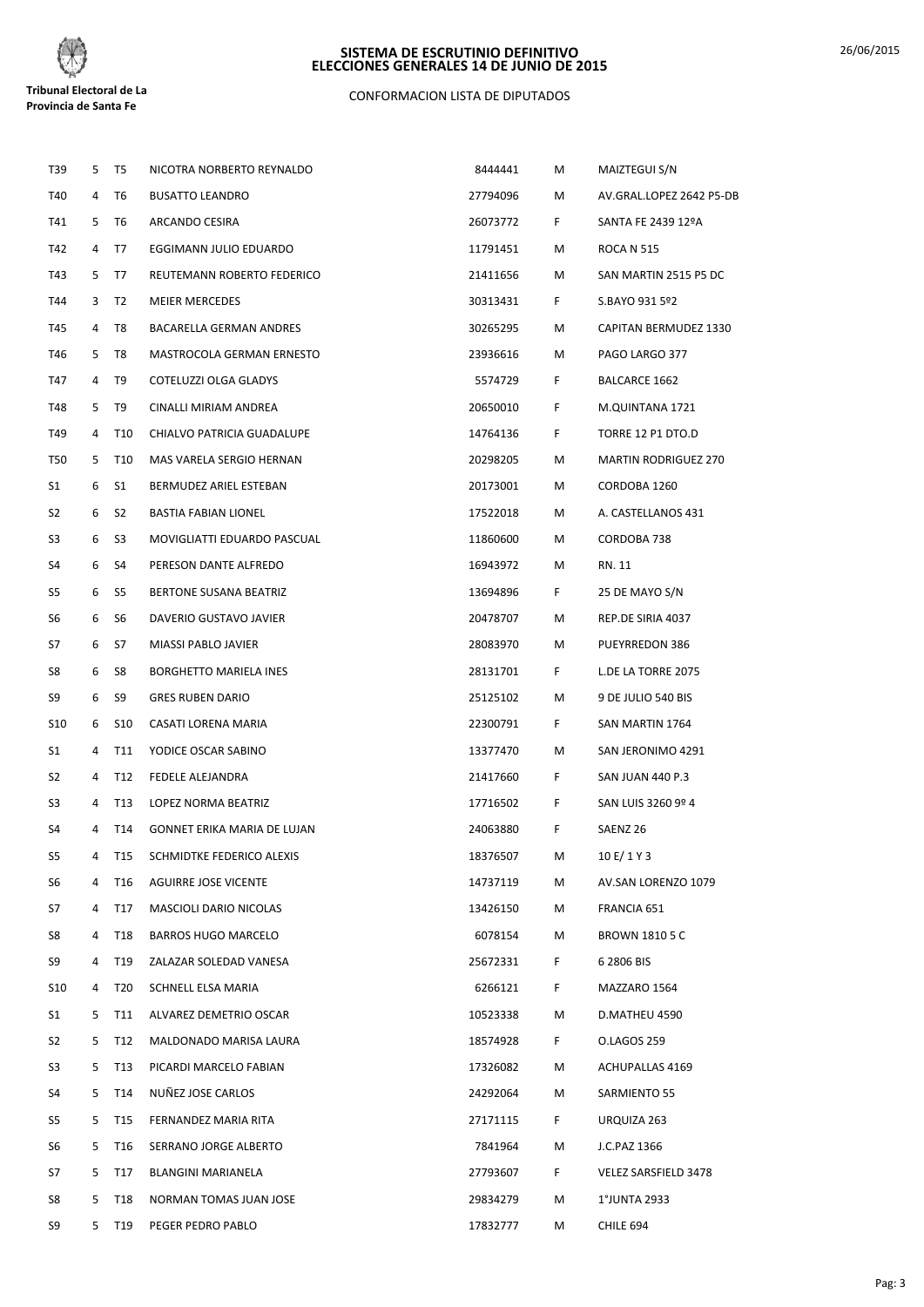**Tribunal Electoral de La Provincia de Santa Fe**

# SISTEMA DE ESCRUTINIO DEFINITIVO
# ELECCIONES GENERALES 14 DE JUNIO DE 2015

CONFORMACION LISTA DE DIPUTADOS

26/06/2015

| | | | | | | |
|---|---|---|---|---|---|---|
| T39 | 5 | T5 | NICOTRA NORBERTO REYNALDO | 8444441 | M | MAIZTEGUI S/N |
| T40 | 4 | T6 | BUSATTO LEANDRO | 27794096 | M | AV.GRAL.LOPEZ 2642 P5-DB |
| T41 | 5 | T6 | ARCANDO CESIRA | 26073772 | F | SANTA FE 2439 12ºA |
| T42 | 4 | T7 | EGGIMANN JULIO EDUARDO | 11791451 | M | ROCA N 515 |
| T43 | 5 | T7 | REUTEMANN ROBERTO FEDERICO | 21411656 | M | SAN MARTIN 2515 P5 DC |
| T44 | 3 | T2 | MEIER MERCEDES | 30313431 | F | S.BAYO 931 5º2 |
| T45 | 4 | T8 | BACARELLA GERMAN ANDRES | 30265295 | M | CAPITAN BERMUDEZ 1330 |
| T46 | 5 | T8 | MASTROCOLA GERMAN ERNESTO | 23936616 | M | PAGO LARGO 377 |
| T47 | 4 | T9 | COTELUZZI OLGA GLADYS | 5574729 | F | BALCARCE 1662 |
| T48 | 5 | T9 | CINALLI MIRIAM ANDREA | 20650010 | F | M.QUINTANA 1721 |
| T49 | 4 | T10 | CHIALVO PATRICIA GUADALUPE | 14764136 | F | TORRE 12 P1 DTO.D |
| T50 | 5 | T10 | MAS VARELA SERGIO HERNAN | 20298205 | M | MARTIN RODRIGUEZ 270 |
| S1 | 6 | S1 | BERMUDEZ ARIEL ESTEBAN | 20173001 | M | CORDOBA 1260 |
| S2 | 6 | S2 | BASTIA FABIAN LIONEL | 17522018 | M | A. CASTELLANOS 431 |
| S3 | 6 | S3 | MOVIGLIATTI EDUARDO PASCUAL | 11860600 | M | CORDOBA 738 |
| S4 | 6 | S4 | PERESON DANTE ALFREDO | 16943972 | M | RN. 11 |
| S5 | 6 | S5 | BERTONE SUSANA BEATRIZ | 13694896 | F | 25 DE MAYO S/N |
| S6 | 6 | S6 | DAVERIO GUSTAVO JAVIER | 20478707 | M | REP.DE SIRIA 4037 |
| S7 | 6 | S7 | MIASSI PABLO JAVIER | 28083970 | M | PUEYRREDON 386 |
| S8 | 6 | S8 | BORGHETTO MARIELA INES | 28131701 | F | L.DE LA TORRE 2075 |
| S9 | 6 | S9 | GRES RUBEN DARIO | 25125102 | M | 9 DE JULIO 540 BIS |
| S10 | 6 | S10 | CASATI LORENA MARIA | 22300791 | F | SAN MARTIN 1764 |
| S1 | 4 | T11 | YODICE OSCAR SABINO | 13377470 | M | SAN JERONIMO 4291 |
| S2 | 4 | T12 | FEDELE ALEJANDRA | 21417660 | F | SAN JUAN 440 P.3 |
| S3 | 4 | T13 | LOPEZ NORMA BEATRIZ | 17716502 | F | SAN LUIS 3260 9º 4 |
| S4 | 4 | T14 | GONNET ERIKA MARIA DE LUJAN | 24063880 | F | SAENZ 26 |
| S5 | 4 | T15 | SCHMIDTKE FEDERICO ALEXIS | 18376507 | M | 10 E/ 1 Y 3 |
| S6 | 4 | T16 | AGUIRRE JOSE VICENTE | 14737119 | M | AV.SAN LORENZO 1079 |
| S7 | 4 | T17 | MASCIOLI DARIO NICOLAS | 13426150 | M | FRANCIA 651 |
| S8 | 4 | T18 | BARROS HUGO MARCELO | 6078154 | M | BROWN 1810 5 C |
| S9 | 4 | T19 | ZALAZAR SOLEDAD VANESA | 25672331 | F | 6 2806 BIS |
| S10 | 4 | T20 | SCHNELL ELSA MARIA | 6266121 | F | MAZZARO 1564 |
| S1 | 5 | T11 | ALVAREZ DEMETRIO OSCAR | 10523338 | M | D.MATHEU 4590 |
| S2 | 5 | T12 | MALDONADO MARISA LAURA | 18574928 | F | O.LAGOS 259 |
| S3 | 5 | T13 | PICARDI MARCELO FABIAN | 17326082 | M | ACHUPALLAS 4169 |
| S4 | 5 | T14 | NUÑEZ JOSE CARLOS | 24292064 | M | SARMIENTO 55 |
| S5 | 5 | T15 | FERNANDEZ MARIA RITA | 27171115 | F | URQUIZA 263 |
| S6 | 5 | T16 | SERRANO JORGE ALBERTO | 7841964 | M | J.C.PAZ 1366 |
| S7 | 5 | T17 | BLANGINI MARIANELA | 27793607 | F | VELEZ SARSFIELD 3478 |
| S8 | 5 | T18 | NORMAN TOMAS JUAN JOSE | 29834279 | M | 1°JUNTA 2933 |
| S9 | 5 | T19 | PEGER PEDRO PABLO | 17832777 | M | CHILE 694 |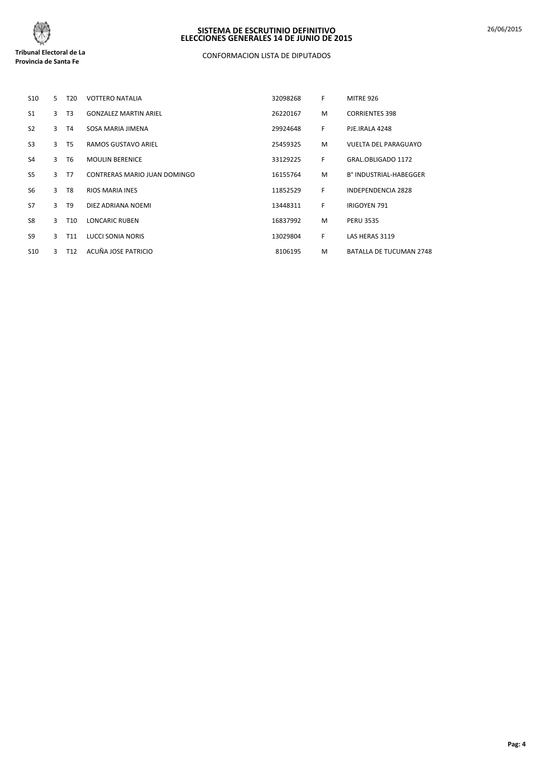| | | | | | | |
|---|---|---|---|---|---|---|
| S10 | 5 | T20 | VOTTERO NATALIA | 32098268 | F | MITRE 926 |
| S1 | 3 | T3 | GONZALEZ MARTIN ARIEL | 26220167 | M | CORRIENTES 398 |
| S2 | 3 | T4 | SOSA MARIA JIMENA | 29924648 | F | PJE.IRALA 4248 |
| S3 | 3 | T5 | RAMOS GUSTAVO ARIEL | 25459325 | M | VUELTA DEL PARAGUAYO |
| S4 | 3 | T6 | MOULIN BERENICE | 33129225 | F | GRAL.OBLIGADO 1172 |
| S5 | 3 | T7 | CONTRERAS MARIO JUAN DOMINGO | 16155764 | M | B° INDUSTRIAL-HABEGGER |
| S6 | 3 | T8 | RIOS MARIA INES | 11852529 | F | INDEPENDENCIA 2828 |
| S7 | 3 | T9 | DIEZ ADRIANA NOEMI | 13448311 | F | IRIGOYEN 791 |
| S8 | 3 | T10 | LONCARIC RUBEN | 16837992 | M | PERU 3535 |
| S9 | 3 | T11 | LUCCI SONIA NORIS | 13029804 | F | LAS HERAS 3119 |
| S10 | 3 | T12 | ACUÑA JOSE PATRICIO | 8106195 | M | BATALLA DE TUCUMAN 2748 |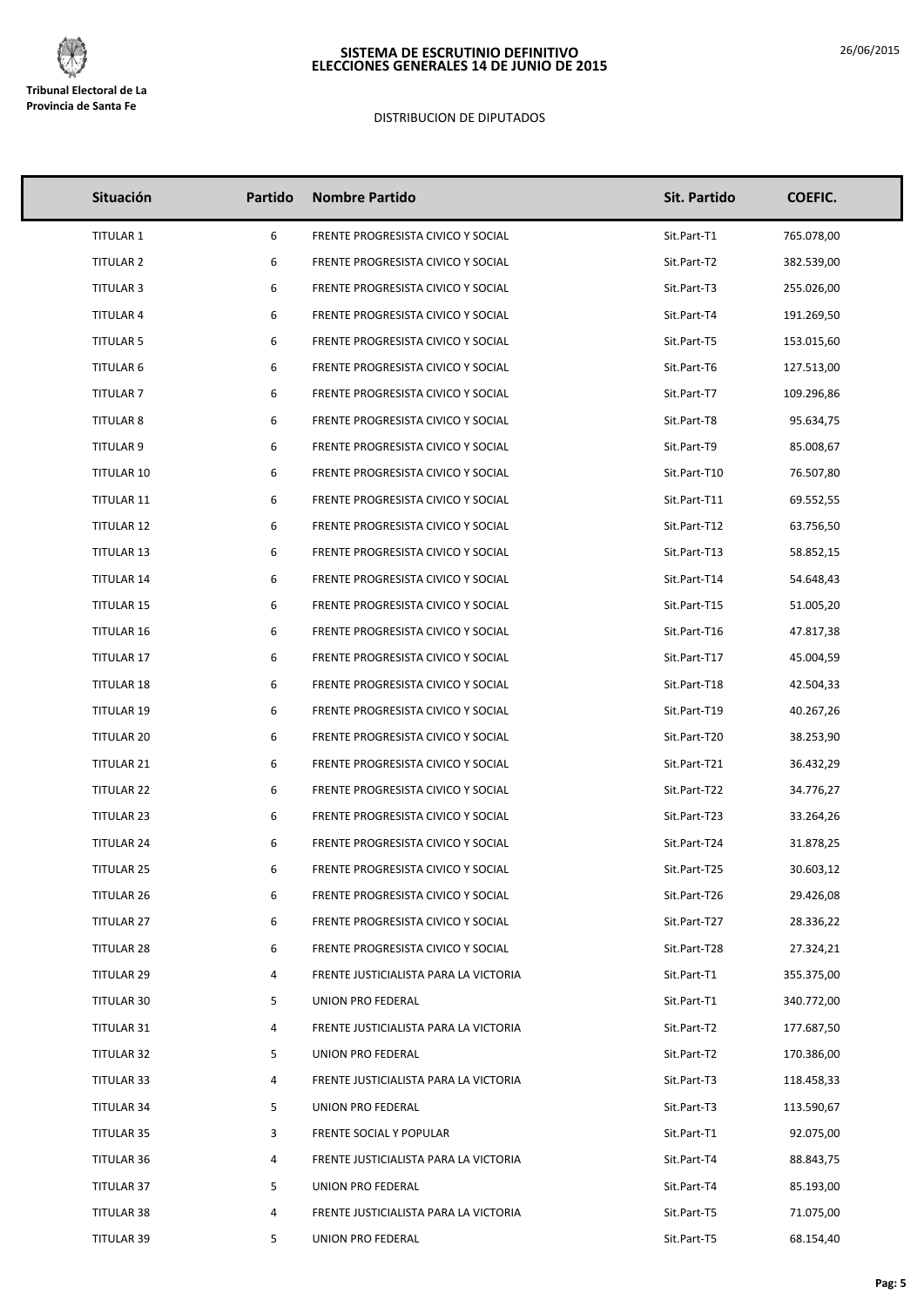**Tribunal Electoral de La Provincia de Santa Fe**

# SISTEMA DE ESCRUTINIO DEFINITIVO
# ELECCIONES GENERALES 14 DE JUNIO DE 2015

26/06/2015

DISTRIBUCION DE DIPUTADOS

| Situación | Partido | Nombre Partido | Sit. Partido | COEFIC. |
|---|---|---|---|---|
| TITULAR 1 | 6 | FRENTE PROGRESISTA CIVICO Y SOCIAL | Sit.Part-T1 | 765.078,00 |
| TITULAR 2 | 6 | FRENTE PROGRESISTA CIVICO Y SOCIAL | Sit.Part-T2 | 382.539,00 |
| TITULAR 3 | 6 | FRENTE PROGRESISTA CIVICO Y SOCIAL | Sit.Part-T3 | 255.026,00 |
| TITULAR 4 | 6 | FRENTE PROGRESISTA CIVICO Y SOCIAL | Sit.Part-T4 | 191.269,50 |
| TITULAR 5 | 6 | FRENTE PROGRESISTA CIVICO Y SOCIAL | Sit.Part-T5 | 153.015,60 |
| TITULAR 6 | 6 | FRENTE PROGRESISTA CIVICO Y SOCIAL | Sit.Part-T6 | 127.513,00 |
| TITULAR 7 | 6 | FRENTE PROGRESISTA CIVICO Y SOCIAL | Sit.Part-T7 | 109.296,86 |
| TITULAR 8 | 6 | FRENTE PROGRESISTA CIVICO Y SOCIAL | Sit.Part-T8 | 95.634,75 |
| TITULAR 9 | 6 | FRENTE PROGRESISTA CIVICO Y SOCIAL | Sit.Part-T9 | 85.008,67 |
| TITULAR 10 | 6 | FRENTE PROGRESISTA CIVICO Y SOCIAL | Sit.Part-T10 | 76.507,80 |
| TITULAR 11 | 6 | FRENTE PROGRESISTA CIVICO Y SOCIAL | Sit.Part-T11 | 69.552,55 |
| TITULAR 12 | 6 | FRENTE PROGRESISTA CIVICO Y SOCIAL | Sit.Part-T12 | 63.756,50 |
| TITULAR 13 | 6 | FRENTE PROGRESISTA CIVICO Y SOCIAL | Sit.Part-T13 | 58.852,15 |
| TITULAR 14 | 6 | FRENTE PROGRESISTA CIVICO Y SOCIAL | Sit.Part-T14 | 54.648,43 |
| TITULAR 15 | 6 | FRENTE PROGRESISTA CIVICO Y SOCIAL | Sit.Part-T15 | 51.005,20 |
| TITULAR 16 | 6 | FRENTE PROGRESISTA CIVICO Y SOCIAL | Sit.Part-T16 | 47.817,38 |
| TITULAR 17 | 6 | FRENTE PROGRESISTA CIVICO Y SOCIAL | Sit.Part-T17 | 45.004,59 |
| TITULAR 18 | 6 | FRENTE PROGRESISTA CIVICO Y SOCIAL | Sit.Part-T18 | 42.504,33 |
| TITULAR 19 | 6 | FRENTE PROGRESISTA CIVICO Y SOCIAL | Sit.Part-T19 | 40.267,26 |
| TITULAR 20 | 6 | FRENTE PROGRESISTA CIVICO Y SOCIAL | Sit.Part-T20 | 38.253,90 |
| TITULAR 21 | 6 | FRENTE PROGRESISTA CIVICO Y SOCIAL | Sit.Part-T21 | 36.432,29 |
| TITULAR 22 | 6 | FRENTE PROGRESISTA CIVICO Y SOCIAL | Sit.Part-T22 | 34.776,27 |
| TITULAR 23 | 6 | FRENTE PROGRESISTA CIVICO Y SOCIAL | Sit.Part-T23 | 33.264,26 |
| TITULAR 24 | 6 | FRENTE PROGRESISTA CIVICO Y SOCIAL | Sit.Part-T24 | 31.878,25 |
| TITULAR 25 | 6 | FRENTE PROGRESISTA CIVICO Y SOCIAL | Sit.Part-T25 | 30.603,12 |
| TITULAR 26 | 6 | FRENTE PROGRESISTA CIVICO Y SOCIAL | Sit.Part-T26 | 29.426,08 |
| TITULAR 27 | 6 | FRENTE PROGRESISTA CIVICO Y SOCIAL | Sit.Part-T27 | 28.336,22 |
| TITULAR 28 | 6 | FRENTE PROGRESISTA CIVICO Y SOCIAL | Sit.Part-T28 | 27.324,21 |
| TITULAR 29 | 4 | FRENTE JUSTICIALISTA PARA LA VICTORIA | Sit.Part-T1 | 355.375,00 |
| TITULAR 30 | 5 | UNION PRO FEDERAL | Sit.Part-T1 | 340.772,00 |
| TITULAR 31 | 4 | FRENTE JUSTICIALISTA PARA LA VICTORIA | Sit.Part-T2 | 177.687,50 |
| TITULAR 32 | 5 | UNION PRO FEDERAL | Sit.Part-T2 | 170.386,00 |
| TITULAR 33 | 4 | FRENTE JUSTICIALISTA PARA LA VICTORIA | Sit.Part-T3 | 118.458,33 |
| TITULAR 34 | 5 | UNION PRO FEDERAL | Sit.Part-T3 | 113.590,67 |
| TITULAR 35 | 3 | FRENTE SOCIAL Y POPULAR | Sit.Part-T1 | 92.075,00 |
| TITULAR 36 | 4 | FRENTE JUSTICIALISTA PARA LA VICTORIA | Sit.Part-T4 | 88.843,75 |
| TITULAR 37 | 5 | UNION PRO FEDERAL | Sit.Part-T4 | 85.193,00 |
| TITULAR 38 | 4 | FRENTE JUSTICIALISTA PARA LA VICTORIA | Sit.Part-T5 | 71.075,00 |
| TITULAR 39 | 5 | UNION PRO FEDERAL | Sit.Part-T5 | 68.154,40 |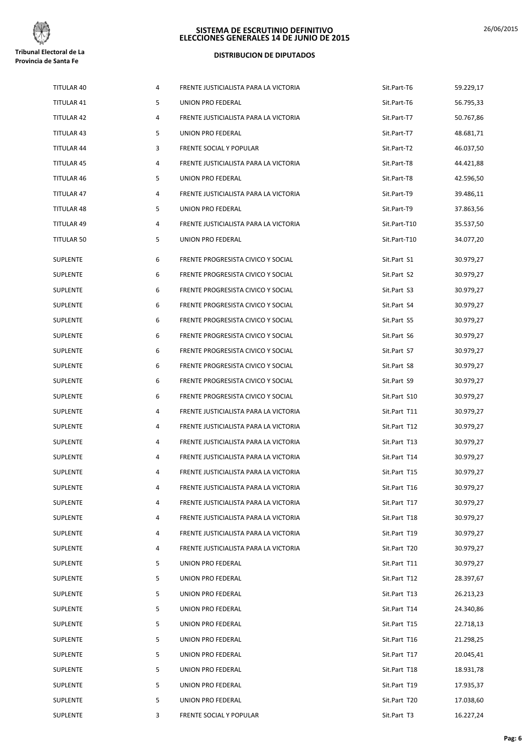| | | | | |
|---|---|---|---|---|
| TITULAR 40 | 4 | FRENTE JUSTICIALISTA PARA LA VICTORIA | Sit.Part-T6 | 59.229,17 |
| TITULAR 41 | 5 | UNION PRO FEDERAL | Sit.Part-T6 | 56.795,33 |
| TITULAR 42 | 4 | FRENTE JUSTICIALISTA PARA LA VICTORIA | Sit.Part-T7 | 50.767,86 |
| TITULAR 43 | 5 | UNION PRO FEDERAL | Sit.Part-T7 | 48.681,71 |
| TITULAR 44 | 3 | FRENTE SOCIAL Y POPULAR | Sit.Part-T2 | 46.037,50 |
| TITULAR 45 | 4 | FRENTE JUSTICIALISTA PARA LA VICTORIA | Sit.Part-T8 | 44.421,88 |
| TITULAR 46 | 5 | UNION PRO FEDERAL | Sit.Part-T8 | 42.596,50 |
| TITULAR 47 | 4 | FRENTE JUSTICIALISTA PARA LA VICTORIA | Sit.Part-T9 | 39.486,11 |
| TITULAR 48 | 5 | UNION PRO FEDERAL | Sit.Part-T9 | 37.863,56 |
| TITULAR 49 | 4 | FRENTE JUSTICIALISTA PARA LA VICTORIA | Sit.Part-T10 | 35.537,50 |
| TITULAR 50 | 5 | UNION PRO FEDERAL | Sit.Part-T10 | 34.077,20 |
| SUPLENTE | 6 | FRENTE PROGRESISTA CIVICO Y SOCIAL | Sit.Part S1 | 30.979,27 |
| SUPLENTE | 6 | FRENTE PROGRESISTA CIVICO Y SOCIAL | Sit.Part S2 | 30.979,27 |
| SUPLENTE | 6 | FRENTE PROGRESISTA CIVICO Y SOCIAL | Sit.Part S3 | 30.979,27 |
| SUPLENTE | 6 | FRENTE PROGRESISTA CIVICO Y SOCIAL | Sit.Part S4 | 30.979,27 |
| SUPLENTE | 6 | FRENTE PROGRESISTA CIVICO Y SOCIAL | Sit.Part S5 | 30.979,27 |
| SUPLENTE | 6 | FRENTE PROGRESISTA CIVICO Y SOCIAL | Sit.Part S6 | 30.979,27 |
| SUPLENTE | 6 | FRENTE PROGRESISTA CIVICO Y SOCIAL | Sit.Part S7 | 30.979,27 |
| SUPLENTE | 6 | FRENTE PROGRESISTA CIVICO Y SOCIAL | Sit.Part S8 | 30.979,27 |
| SUPLENTE | 6 | FRENTE PROGRESISTA CIVICO Y SOCIAL | Sit.Part S9 | 30.979,27 |
| SUPLENTE | 6 | FRENTE PROGRESISTA CIVICO Y SOCIAL | Sit.Part S10 | 30.979,27 |
| SUPLENTE | 4 | FRENTE JUSTICIALISTA PARA LA VICTORIA | Sit.Part T11 | 30.979,27 |
| SUPLENTE | 4 | FRENTE JUSTICIALISTA PARA LA VICTORIA | Sit.Part T12 | 30.979,27 |
| SUPLENTE | 4 | FRENTE JUSTICIALISTA PARA LA VICTORIA | Sit.Part T13 | 30.979,27 |
| SUPLENTE | 4 | FRENTE JUSTICIALISTA PARA LA VICTORIA | Sit.Part T14 | 30.979,27 |
| SUPLENTE | 4 | FRENTE JUSTICIALISTA PARA LA VICTORIA | Sit.Part T15 | 30.979,27 |
| SUPLENTE | 4 | FRENTE JUSTICIALISTA PARA LA VICTORIA | Sit.Part T16 | 30.979,27 |
| SUPLENTE | 4 | FRENTE JUSTICIALISTA PARA LA VICTORIA | Sit.Part T17 | 30.979,27 |
| SUPLENTE | 4 | FRENTE JUSTICIALISTA PARA LA VICTORIA | Sit.Part T18 | 30.979,27 |
| SUPLENTE | 4 | FRENTE JUSTICIALISTA PARA LA VICTORIA | Sit.Part T19 | 30.979,27 |
| SUPLENTE | 4 | FRENTE JUSTICIALISTA PARA LA VICTORIA | Sit.Part T20 | 30.979,27 |
| SUPLENTE | 5 | UNION PRO FEDERAL | Sit.Part T11 | 30.979,27 |
| SUPLENTE | 5 | UNION PRO FEDERAL | Sit.Part T12 | 28.397,67 |
| SUPLENTE | 5 | UNION PRO FEDERAL | Sit.Part T13 | 26.213,23 |
| SUPLENTE | 5 | UNION PRO FEDERAL | Sit.Part T14 | 24.340,86 |
| SUPLENTE | 5 | UNION PRO FEDERAL | Sit.Part T15 | 22.718,13 |
| SUPLENTE | 5 | UNION PRO FEDERAL | Sit.Part T16 | 21.298,25 |
| SUPLENTE | 5 | UNION PRO FEDERAL | Sit.Part T17 | 20.045,41 |
| SUPLENTE | 5 | UNION PRO FEDERAL | Sit.Part T18 | 18.931,78 |
| SUPLENTE | 5 | UNION PRO FEDERAL | Sit.Part T19 | 17.935,37 |
| SUPLENTE | 5 | UNION PRO FEDERAL | Sit.Part T20 | 17.038,60 |
| SUPLENTE | 3 | FRENTE SOCIAL Y POPULAR | Sit.Part T3 | 16.227,24 |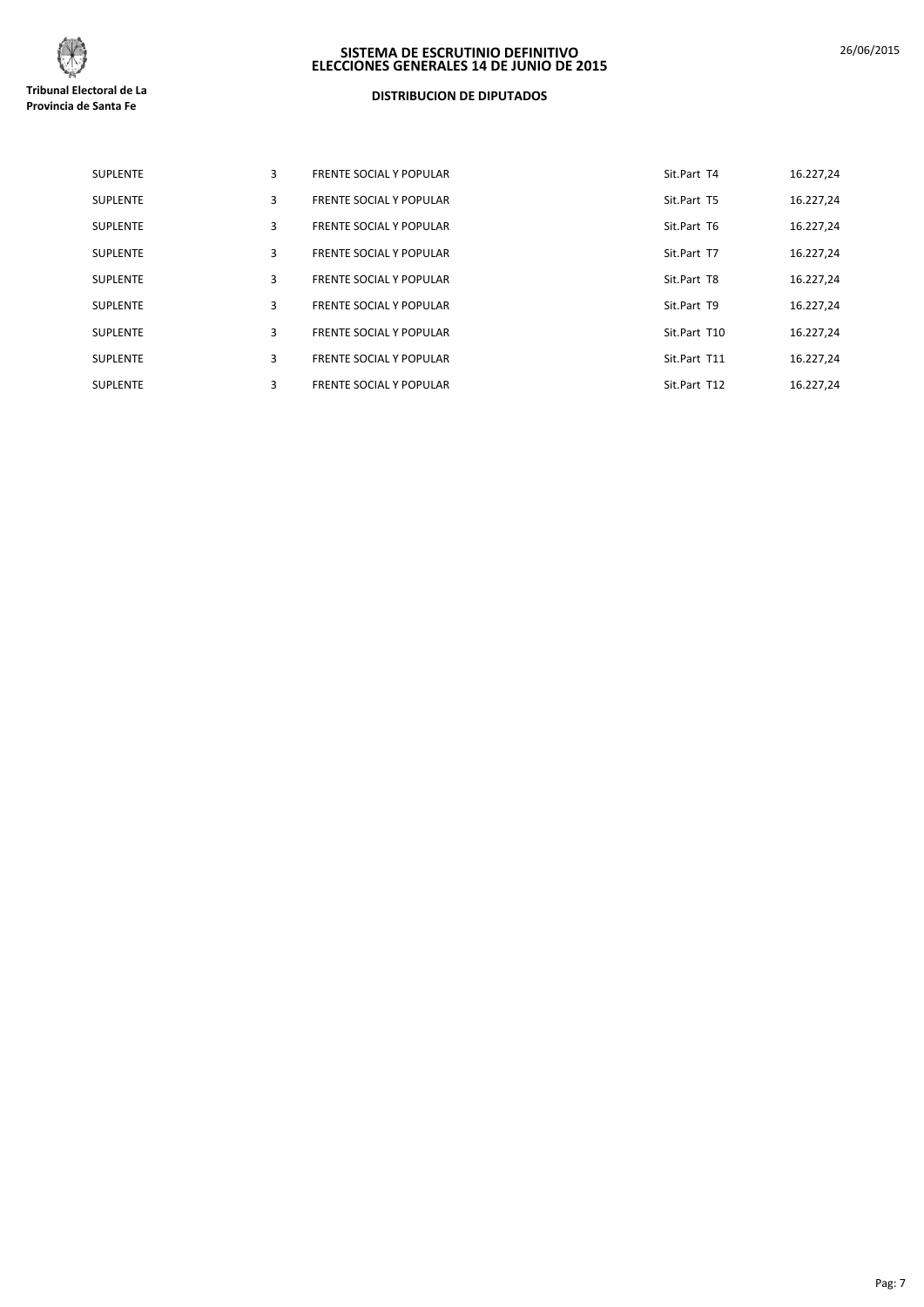| | | | | |
|---|---|---|---|---|
| SUPLENTE | 3 | FRENTE SOCIAL Y POPULAR | Sit.Part T4 | 16.227,24 |
| SUPLENTE | 3 | FRENTE SOCIAL Y POPULAR | Sit.Part T5 | 16.227,24 |
| SUPLENTE | 3 | FRENTE SOCIAL Y POPULAR | Sit.Part T6 | 16.227,24 |
| SUPLENTE | 3 | FRENTE SOCIAL Y POPULAR | Sit.Part T7 | 16.227,24 |
| SUPLENTE | 3 | FRENTE SOCIAL Y POPULAR | Sit.Part T8 | 16.227,24 |
| SUPLENTE | 3 | FRENTE SOCIAL Y POPULAR | Sit.Part T9 | 16.227,24 |
| SUPLENTE | 3 | FRENTE SOCIAL Y POPULAR | Sit.Part T10 | 16.227,24 |
| SUPLENTE | 3 | FRENTE SOCIAL Y POPULAR | Sit.Part T11 | 16.227,24 |
| SUPLENTE | 3 | FRENTE SOCIAL Y POPULAR | Sit.Part T12 | 16.227,24 |